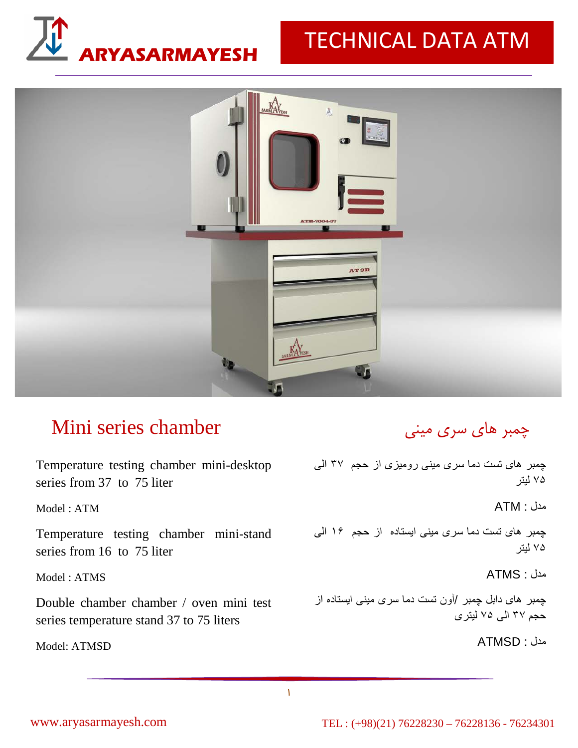# ARYASARMAYESH

# TECHNICAL DATA ATM

## Mini series chamber

Temperature testing chamber mini-desktop series from 37 to 75 liter

Model : ATM

Temperature testing chamber mini-stand series from 16 to 75 liter

Model : ATMS

Double chamber chamber / oven mini test series temperature stand 37 to 75 liters

Model: ATMSD

## چمبر های سری مینی

چمبر های تست دما سری مینی رومیزی از حجم ۳۷ الی ۷۵ لیتر

مدل : ATM

چمبر های تست دما سری مینی ایستاده از حجم ۱۶ الی ۷۵ لیتر

مدل : ATMS

چمبر های دابل چمبر /آون تست دما سری مینی ایستاده از حجم ۳۷ الی ۷۵ لیتری

مدل : ATMSD

www.aryasarmayesh.com

TEL : (+98)(21) 76228230 – 76228136 - 76234301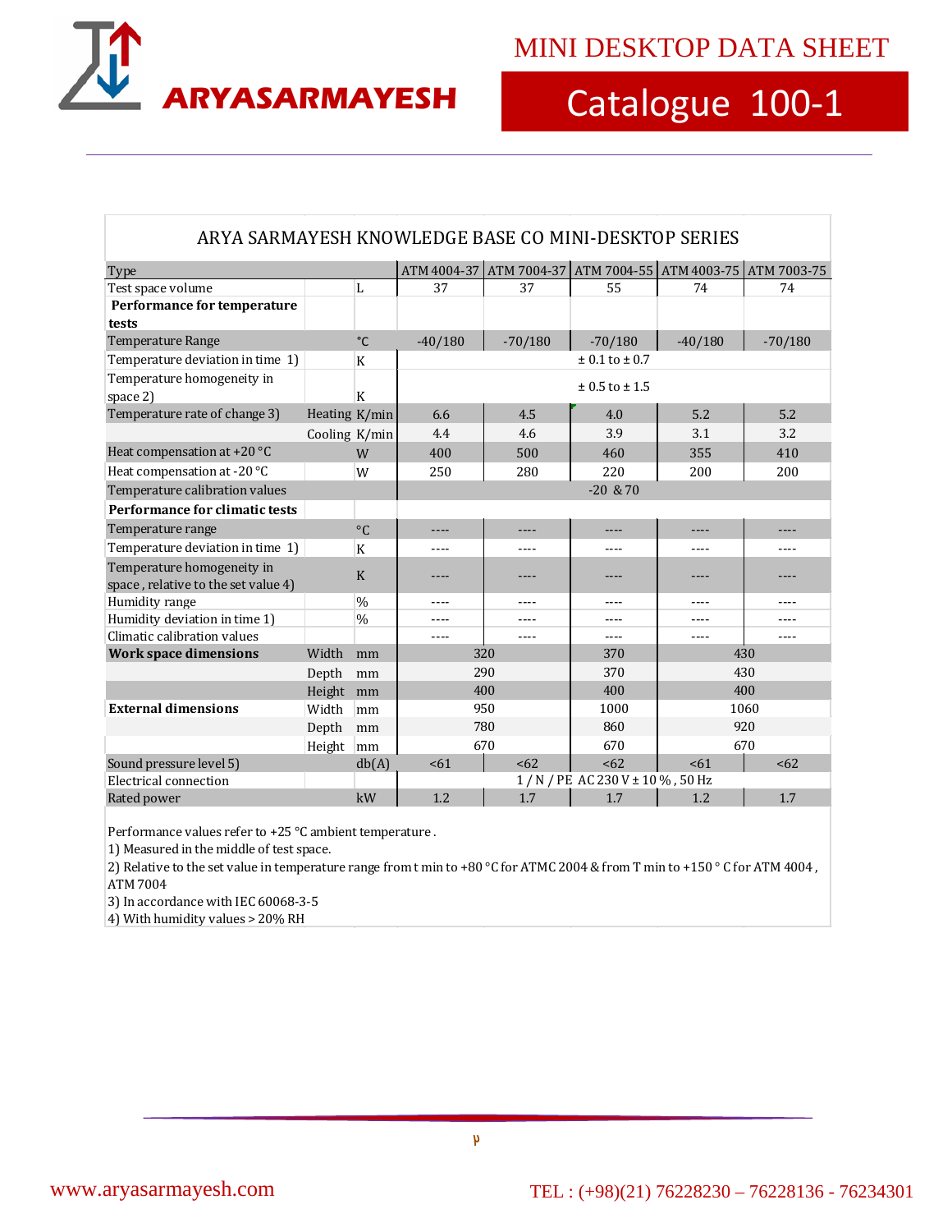MINI DESKTOP DATA SHEET

Catalogue 100-1

## ARYA SARMAYESH KNOWLEDGE BASE CO MINI-DESKTOP SERIES

| Type | | | ATM 4004-37 | ATM 7004-37 | ATM 7004-55 | ATM 4003-75 | ATM 7003-75 |
|---|---|---|---|---|---|---|---|
| Test space volume | | L | 37 | 37 | 55 | 74 | 74 |
| **Performance for temperature tests** | | | | | | | |
| Temperature Range | | °C | -40/180 | -70/180 | -70/180 | -40/180 | -70/180 |
| Temperature deviation in time 1) | | K | ± 0.1 to ± 0.7 | | | | |
| Temperature homogeneity in space 2) | | K | ± 0.5 to ± 1.5 | | | | |
| Temperature rate of change 3) | Heating | K/min | 6.6 | 4.5 | 4.0 | 5.2 | 5.2 |
| | Cooling | K/min | 4.4 | 4.6 | 3.9 | 3.1 | 3.2 |
| Heat compensation at +20 °C | | W | 400 | 500 | 460 | 355 | 410 |
| Heat compensation at -20 °C | | W | 250 | 280 | 220 | 200 | 200 |
| Temperature calibration values | | | -20 & 70 | | | | |
| **Performance for climatic tests** | | | | | | | |
| Temperature range | | °C | ---- | ---- | ---- | ---- | ---- |
| Temperature deviation in time 1) | | K | ---- | ---- | ---- | ---- | ---- |
| Temperature homogeneity in space , relative to the set value 4) | | K | ---- | ---- | ---- | ---- | ---- |
| Humidity range | | % | ---- | ---- | ---- | ---- | ---- |
| Humidity deviation in time 1) | | % | ---- | ---- | ---- | ---- | ---- |
| Climatic calibration values | | | ---- | ---- | ---- | ---- | ---- |
| **Work space dimensions** | Width | mm | 320 | | 370 | 430 | |
| | Depth | mm | 290 | | 370 | 430 | |
| | Height | mm | 400 | | 400 | 400 | |
| **External dimensions** | Width | mm | 950 | | 1000 | 1060 | |
| | Depth | mm | 780 | | 860 | 920 | |
| | Height | mm | 670 | | 670 | 670 | |
| Sound pressure level 5) | | db(A) | <61 | <62 | <62 | <61 | <62 |
| Electrical connection | | | 1 / N / PE AC 230 V ± 10 % , 50 Hz | | | | |
| Rated power | | kW | 1.2 | 1.7 | 1.7 | 1.2 | 1.7 |

Performance values refer to +25 °C ambient temperature .

1) Measured in the middle of test space.

2) Relative to the set value in temperature range from t min to +80 °C for ATMC 2004 & from T min to +150 ° C for ATM 4004 , ATM 7004

3) In accordance with IEC 60068-3-5

4) With humidity values > 20% RH

www.aryasarmayesh.com

TEL : (+98)(21) 76228230 – 76228136 - 76234301